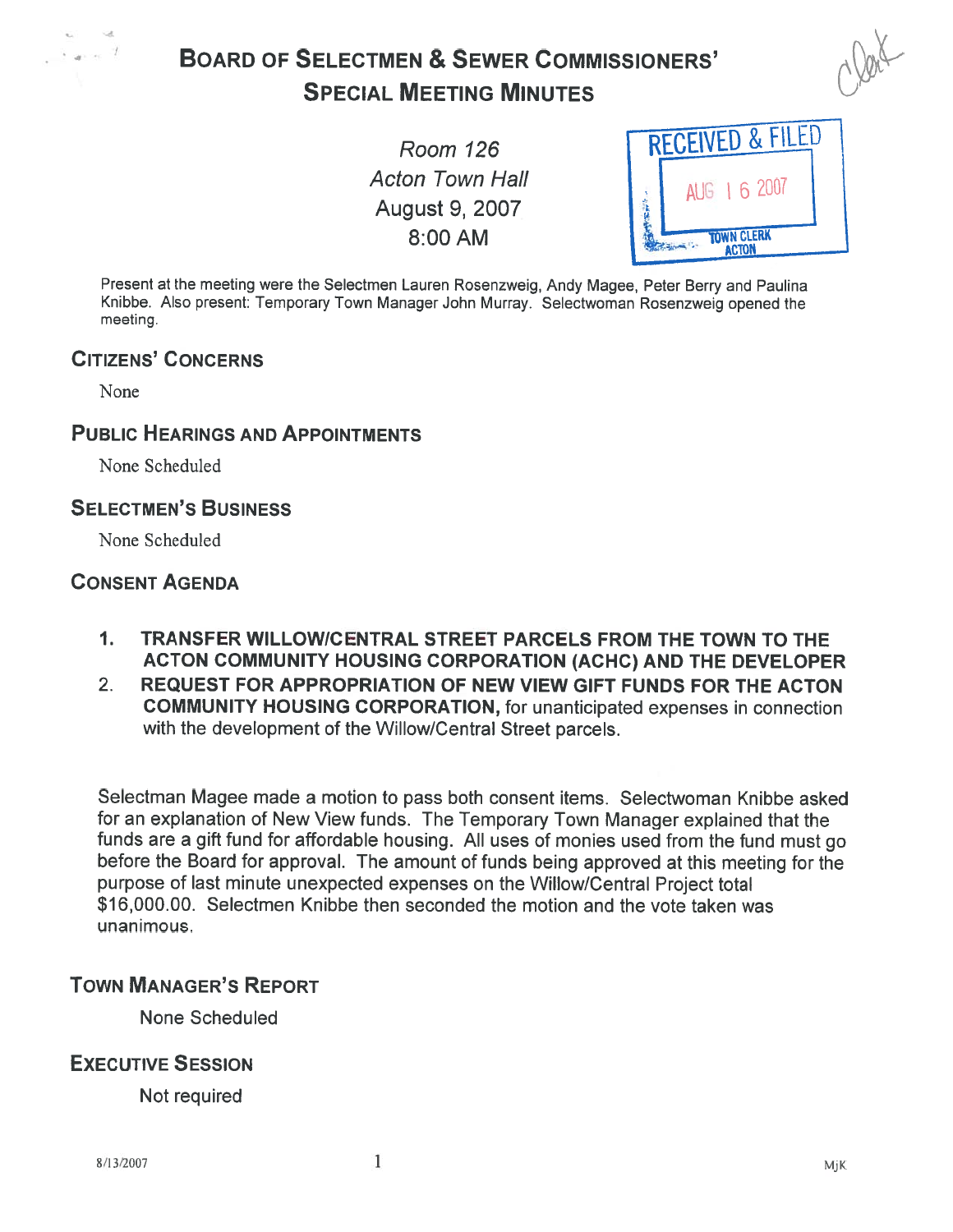# Board of Selectmen & Sewer Commissioners' Special Meeting Minutes

*Room 126*
*Acton Town Hall*
August 9, 2007
8:00 AM

RECEIVED & FILED
AUG 16 2007
TOWN CLERK
ACTON

Present at the meeting were the Selectmen Lauren Rosenzweig, Andy Magee, Peter Berry and Paulina Knibbe. Also present: Temporary Town Manager John Murray. Selectwoman Rosenzweig opened the meeting.

## Citizens' Concerns

None

## Public Hearings and Appointments

None Scheduled

## Selectmen's Business

None Scheduled

## Consent Agenda

1. **TRANSFER WILLOW/CENTRAL STREET PARCELS FROM THE TOWN TO THE ACTON COMMUNITY HOUSING CORPORATION (ACHC) AND THE DEVELOPER**
2. **REQUEST FOR APPROPRIATION OF NEW VIEW GIFT FUNDS FOR THE ACTON COMMUNITY HOUSING CORPORATION,** for unanticipated expenses in connection with the development of the Willow/Central Street parcels.

Selectman Magee made a motion to pass both consent items. Selectwoman Knibbe asked for an explanation of New View funds. The Temporary Town Manager explained that the funds are a gift fund for affordable housing. All uses of monies used from the fund must go before the Board for approval. The amount of funds being approved at this meeting for the purpose of last minute unexpected expenses on the Willow/Central Project total $16,000.00. Selectmen Knibbe then seconded the motion and the vote taken was unanimous.

## Town Manager's Report

None Scheduled

## Executive Session

Not required

8/13/2007 MjK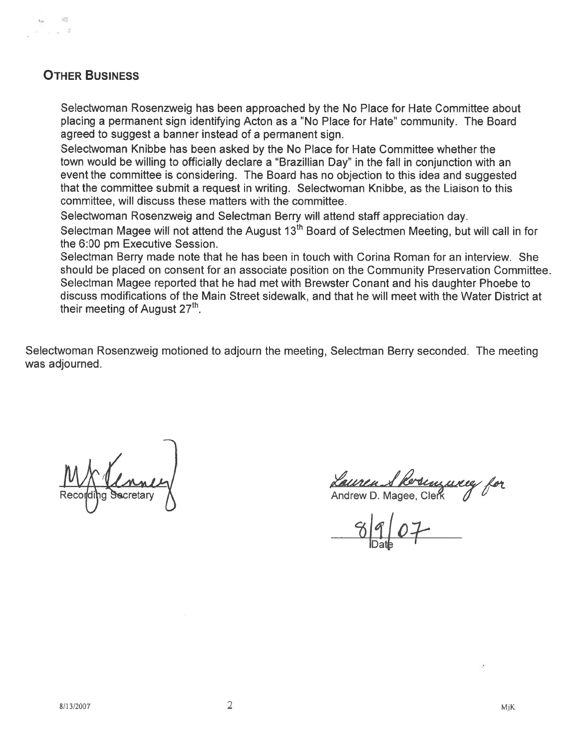## OTHER BUSINESS

Selectwoman Rosenzweig has been approached by the No Place for Hate Committee about placing a permanent sign identifying Acton as a "No Place for Hate" community. The Board agreed to suggest a banner instead of a permanent sign.

Selectwoman Knibbe has been asked by the No Place for Hate Committee whether the town would be willing to officially declare a "Brazillian Day" in the fall in conjunction with an event the committee is considering. The Board has no objection to this idea and suggested that the committee submit a request in writing. Selectwoman Knibbe, as the Liaison to this committee, will discuss these matters with the committee.

Selectwoman Rosenzweig and Selectman Berry will attend staff appreciation day.

Selectman Magee will not attend the August 13th Board of Selectmen Meeting, but will call in for the 6:00 pm Executive Session.

Selectman Berry made note that he has been in touch with Corina Roman for an interview. She should be placed on consent for an associate position on the Community Preservation Committee.

Selectman Magee reported that he had met with Brewster Conant and his daughter Phoebe to discuss modifications of the Main Street sidewalk, and that he will meet with the Water District at their meeting of August 27th.

Selectwoman Rosenzweig motioned to adjourn the meeting, Selectman Berry seconded. The meeting was adjourned.

MJ Kenney
Recording Secretary

Lauren S Rosenzweig for
Andrew D. Magee, Clerk

8/9/07
Date

8/13/2007 MjK